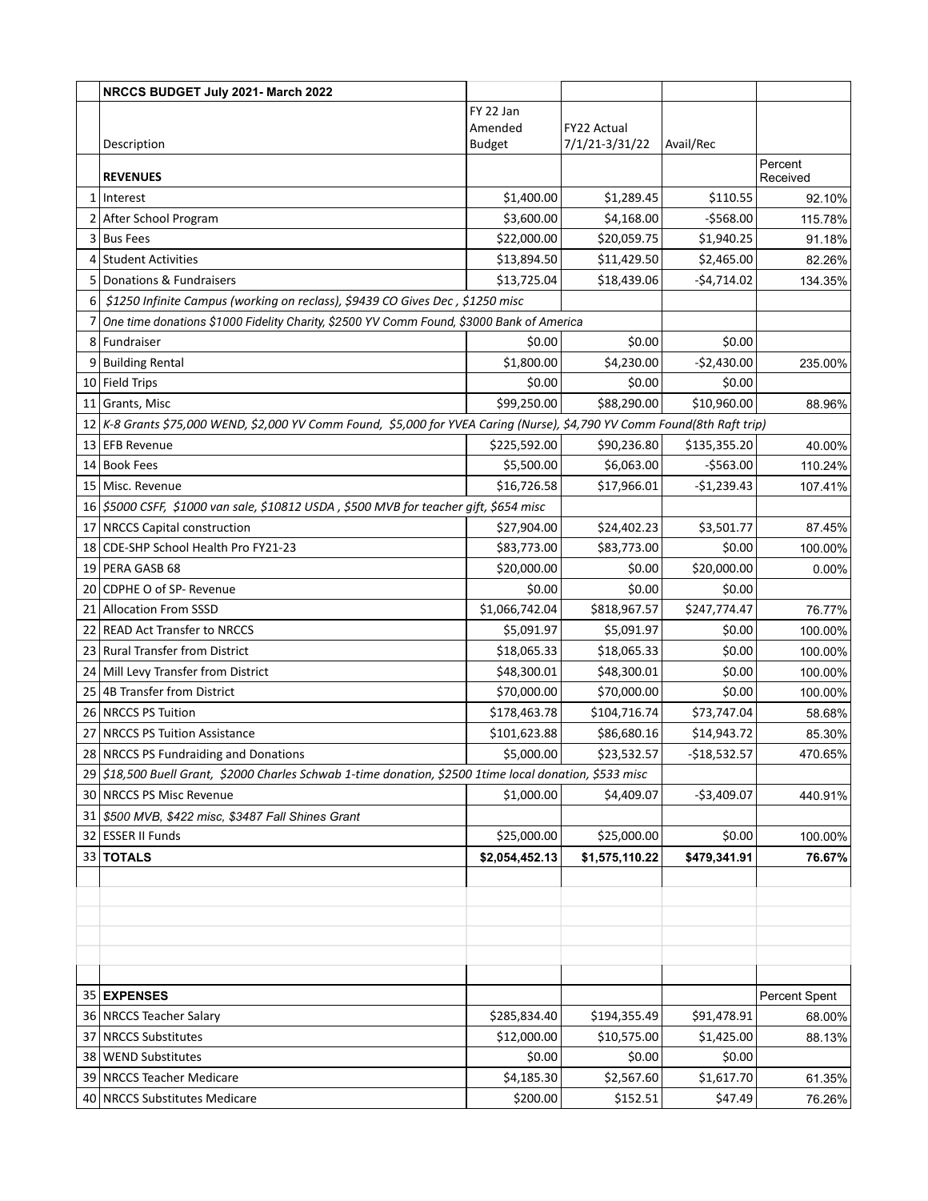| | NRCCS BUDGET July 2021- March 2022 | | | | |
|---|---|---|---|---|---|
| | Description | FY 22 Jan Amended Budget | FY22 Actual 7/1/21-3/31/22 | Avail/Rec | |
| | **REVENUES** | | | | Percent Received |
| 1 | Interest | $1,400.00 | $1,289.45 | $110.55 | 92.10% |
| 2 | After School Program | $3,600.00 | $4,168.00 | -$568.00 | 115.78% |
| 3 | Bus Fees | $22,000.00 | $20,059.75 | $1,940.25 | 91.18% |
| 4 | Student Activities | $13,894.50 | $11,429.50 | $2,465.00 | 82.26% |
| 5 | Donations & Fundraisers | $13,725.04 | $18,439.06 | -$4,714.02 | 134.35% |
| 6 | *$1250 Infinite Campus (working on reclass), $9439 CO Gives Dec , $1250 misc* | | | | |
| 7 | *One time donations $1000 Fidelity Charity, $2500 YV Comm Found, $3000 Bank of America* | | | | |
| 8 | Fundraiser | $0.00 | $0.00 | $0.00 | |
| 9 | Building Rental | $1,800.00 | $4,230.00 | -$2,430.00 | 235.00% |
| 10 | Field Trips | $0.00 | $0.00 | $0.00 | |
| 11 | Grants, Misc | $99,250.00 | $88,290.00 | $10,960.00 | 88.96% |
| 12 | *K-8 Grants $75,000 WEND, $2,000 YV Comm Found, $5,000 for YVEA Caring (Nurse), $4,790 YV Comm Found(8th Raft trip)* | | | | |
| 13 | EFB Revenue | $225,592.00 | $90,236.80 | $135,355.20 | 40.00% |
| 14 | Book Fees | $5,500.00 | $6,063.00 | -$563.00 | 110.24% |
| 15 | Misc. Revenue | $16,726.58 | $17,966.01 | -$1,239.43 | 107.41% |
| 16 | *$5000 CSFF, $1000 van sale, $10812 USDA , $500 MVB for teacher gift, $654 misc* | | | | |
| 17 | NRCCS Capital construction | $27,904.00 | $24,402.23 | $3,501.77 | 87.45% |
| 18 | CDE-SHP School Health Pro FY21-23 | $83,773.00 | $83,773.00 | $0.00 | 100.00% |
| 19 | PERA GASB 68 | $20,000.00 | $0.00 | $20,000.00 | 0.00% |
| 20 | CDPHE O of SP- Revenue | $0.00 | $0.00 | $0.00 | |
| 21 | Allocation From SSSD | $1,066,742.04 | $818,967.57 | $247,774.47 | 76.77% |
| 22 | READ Act Transfer to NRCCS | $5,091.97 | $5,091.97 | $0.00 | 100.00% |
| 23 | Rural Transfer from District | $18,065.33 | $18,065.33 | $0.00 | 100.00% |
| 24 | Mill Levy Transfer from District | $48,300.01 | $48,300.01 | $0.00 | 100.00% |
| 25 | 4B Transfer from District | $70,000.00 | $70,000.00 | $0.00 | 100.00% |
| 26 | NRCCS PS Tuition | $178,463.78 | $104,716.74 | $73,747.04 | 58.68% |
| 27 | NRCCS PS Tuition Assistance | $101,623.88 | $86,680.16 | $14,943.72 | 85.30% |
| 28 | NRCCS PS Fundraiding and Donations | $5,000.00 | $23,532.57 | -$18,532.57 | 470.65% |
| 29 | *$18,500 Buell Grant, $2000 Charles Schwab 1-time donation, $2500 1time local donation, $533 misc* | | | | |
| 30 | NRCCS PS Misc Revenue | $1,000.00 | $4,409.07 | -$3,409.07 | 440.91% |
| 31 | *$500 MVB, $422 misc, $3487 Fall Shines Grant* | | | | |
| 32 | ESSER II Funds | $25,000.00 | $25,000.00 | $0.00 | 100.00% |
| 33 | **TOTALS** | **$2,054,452.13** | **$1,575,110.22** | **$479,341.91** | **76.67%** |

| | | | | | |
|---|---|---|---|---|---|
| 35 | **EXPENSES** | | | | Percent Spent |
| 36 | NRCCS Teacher Salary | $285,834.40 | $194,355.49 | $91,478.91 | 68.00% |
| 37 | NRCCS Substitutes | $12,000.00 | $10,575.00 | $1,425.00 | 88.13% |
| 38 | WEND Substitutes | $0.00 | $0.00 | $0.00 | |
| 39 | NRCCS Teacher Medicare | $4,185.30 | $2,567.60 | $1,617.70 | 61.35% |
| 40 | NRCCS Substitutes Medicare | $200.00 | $152.51 | $47.49 | 76.26% |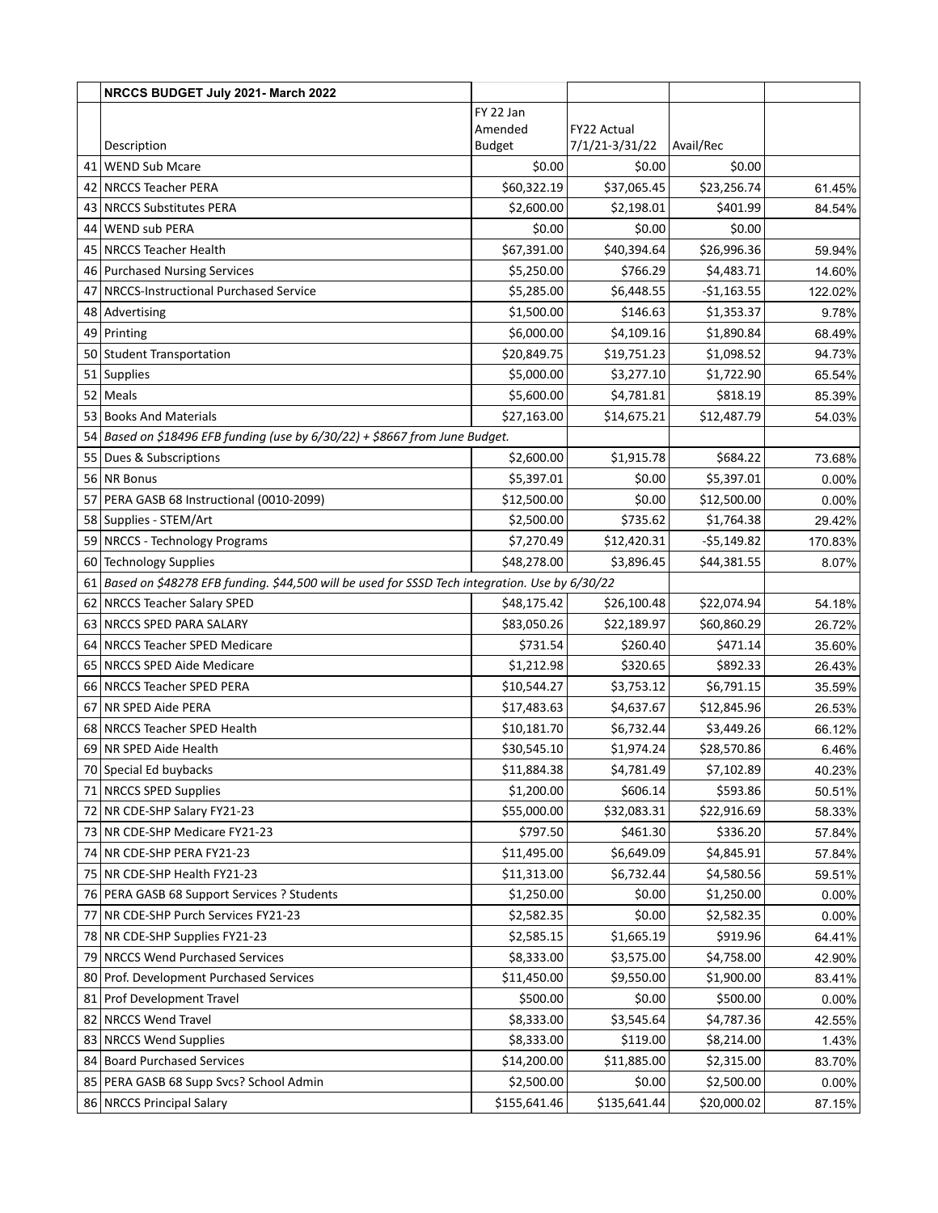|    | NRCCS BUDGET July 2021- March 2022 | | | | |
|---|---|---|---|---|---|
|    | Description | FY 22 Jan Amended Budget | FY22 Actual 7/1/21-3/31/22 | Avail/Rec | |
| 41 | WEND Sub Mcare | $0.00 | $0.00 | $0.00 | |
| 42 | NRCCS Teacher PERA | $60,322.19 | $37,065.45 | $23,256.74 | 61.45% |
| 43 | NRCCS Substitutes PERA | $2,600.00 | $2,198.01 | $401.99 | 84.54% |
| 44 | WEND sub PERA | $0.00 | $0.00 | $0.00 | |
| 45 | NRCCS Teacher Health | $67,391.00 | $40,394.64 | $26,996.36 | 59.94% |
| 46 | Purchased Nursing Services | $5,250.00 | $766.29 | $4,483.71 | 14.60% |
| 47 | NRCCS-Instructional Purchased Service | $5,285.00 | $6,448.55 | -$1,163.55 | 122.02% |
| 48 | Advertising | $1,500.00 | $146.63 | $1,353.37 | 9.78% |
| 49 | Printing | $6,000.00 | $4,109.16 | $1,890.84 | 68.49% |
| 50 | Student Transportation | $20,849.75 | $19,751.23 | $1,098.52 | 94.73% |
| 51 | Supplies | $5,000.00 | $3,277.10 | $1,722.90 | 65.54% |
| 52 | Meals | $5,600.00 | $4,781.81 | $818.19 | 85.39% |
| 53 | Books And Materials | $27,163.00 | $14,675.21 | $12,487.79 | 54.03% |
| 54 | *Based on $18496 EFB funding (use by 6/30/22) + $8667 from June Budget.* | | | | |
| 55 | Dues & Subscriptions | $2,600.00 | $1,915.78 | $684.22 | 73.68% |
| 56 | NR Bonus | $5,397.01 | $0.00 | $5,397.01 | 0.00% |
| 57 | PERA GASB 68 Instructional (0010-2099) | $12,500.00 | $0.00 | $12,500.00 | 0.00% |
| 58 | Supplies - STEM/Art | $2,500.00 | $735.62 | $1,764.38 | 29.42% |
| 59 | NRCCS - Technology Programs | $7,270.49 | $12,420.31 | -$5,149.82 | 170.83% |
| 60 | Technology Supplies | $48,278.00 | $3,896.45 | $44,381.55 | 8.07% |
| 61 | *Based on $48278 EFB funding. $44,500 will be used for SSSD Tech integration. Use by 6/30/22* | | | | |
| 62 | NRCCS Teacher Salary SPED | $48,175.42 | $26,100.48 | $22,074.94 | 54.18% |
| 63 | NRCCS SPED PARA SALARY | $83,050.26 | $22,189.97 | $60,860.29 | 26.72% |
| 64 | NRCCS Teacher SPED Medicare | $731.54 | $260.40 | $471.14 | 35.60% |
| 65 | NRCCS SPED Aide Medicare | $1,212.98 | $320.65 | $892.33 | 26.43% |
| 66 | NRCCS Teacher SPED PERA | $10,544.27 | $3,753.12 | $6,791.15 | 35.59% |
| 67 | NR SPED Aide PERA | $17,483.63 | $4,637.67 | $12,845.96 | 26.53% |
| 68 | NRCCS Teacher SPED Health | $10,181.70 | $6,732.44 | $3,449.26 | 66.12% |
| 69 | NR SPED Aide Health | $30,545.10 | $1,974.24 | $28,570.86 | 6.46% |
| 70 | Special Ed buybacks | $11,884.38 | $4,781.49 | $7,102.89 | 40.23% |
| 71 | NRCCS SPED Supplies | $1,200.00 | $606.14 | $593.86 | 50.51% |
| 72 | NR CDE-SHP Salary FY21-23 | $55,000.00 | $32,083.31 | $22,916.69 | 58.33% |
| 73 | NR CDE-SHP Medicare FY21-23 | $797.50 | $461.30 | $336.20 | 57.84% |
| 74 | NR CDE-SHP PERA FY21-23 | $11,495.00 | $6,649.09 | $4,845.91 | 57.84% |
| 75 | NR CDE-SHP Health FY21-23 | $11,313.00 | $6,732.44 | $4,580.56 | 59.51% |
| 76 | PERA GASB 68 Support Services ? Students | $1,250.00 | $0.00 | $1,250.00 | 0.00% |
| 77 | NR CDE-SHP Purch Services FY21-23 | $2,582.35 | $0.00 | $2,582.35 | 0.00% |
| 78 | NR CDE-SHP Supplies FY21-23 | $2,585.15 | $1,665.19 | $919.96 | 64.41% |
| 79 | NRCCS Wend Purchased Services | $8,333.00 | $3,575.00 | $4,758.00 | 42.90% |
| 80 | Prof. Development Purchased Services | $11,450.00 | $9,550.00 | $1,900.00 | 83.41% |
| 81 | Prof Development Travel | $500.00 | $0.00 | $500.00 | 0.00% |
| 82 | NRCCS Wend Travel | $8,333.00 | $3,545.64 | $4,787.36 | 42.55% |
| 83 | NRCCS Wend Supplies | $8,333.00 | $119.00 | $8,214.00 | 1.43% |
| 84 | Board Purchased Services | $14,200.00 | $11,885.00 | $2,315.00 | 83.70% |
| 85 | PERA GASB 68 Supp Svcs? School Admin | $2,500.00 | $0.00 | $2,500.00 | 0.00% |
| 86 | NRCCS Principal Salary | $155,641.46 | $135,641.44 | $20,000.02 | 87.15% |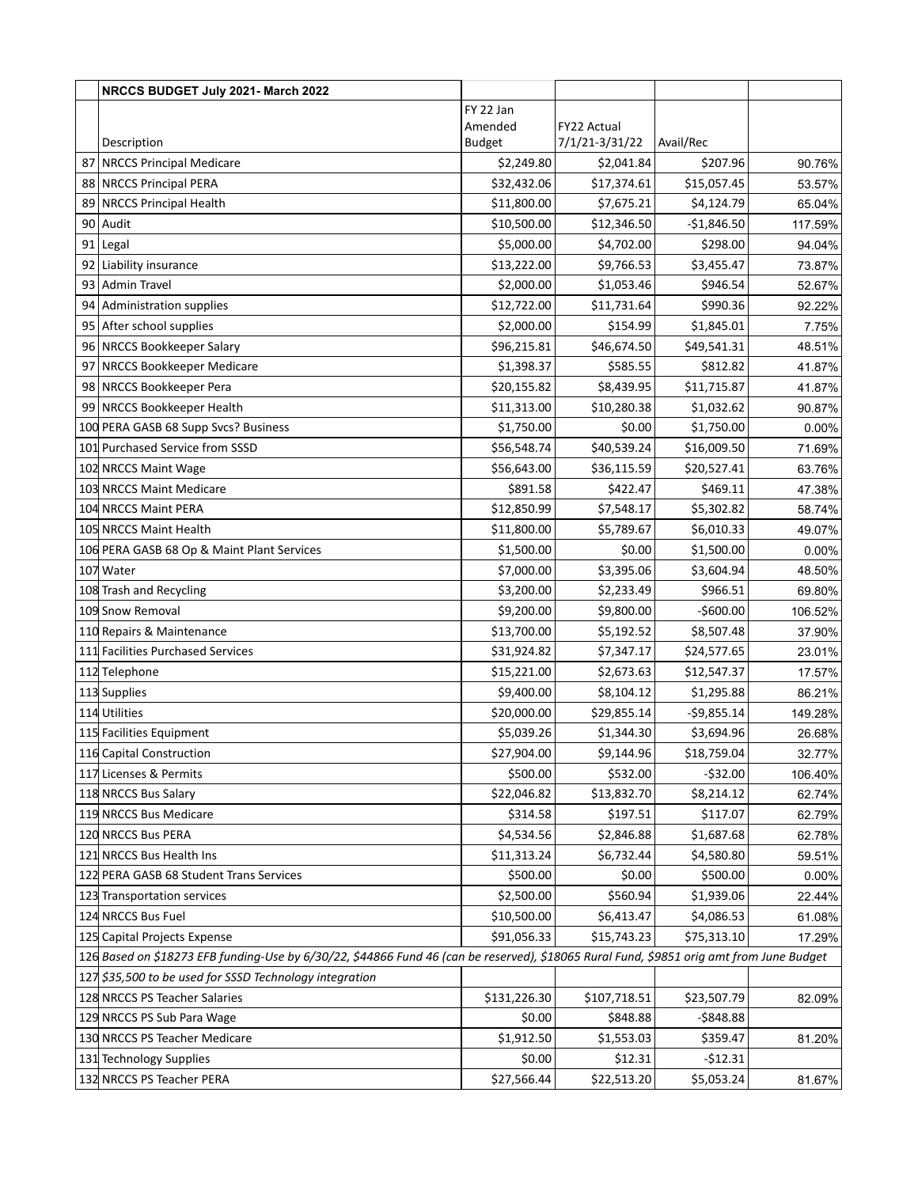| | NRCCS BUDGET July 2021- March 2022 | | | | |
|---|---|---|---|---|---|
| | Description | FY 22 Jan Amended Budget | FY22 Actual 7/1/21-3/31/22 | Avail/Rec | |
| 87 | NRCCS Principal Medicare | $2,249.80 | $2,041.84 | $207.96 | 90.76% |
| 88 | NRCCS Principal PERA | $32,432.06 | $17,374.61 | $15,057.45 | 53.57% |
| 89 | NRCCS Principal Health | $11,800.00 | $7,675.21 | $4,124.79 | 65.04% |
| 90 | Audit | $10,500.00 | $12,346.50 | -$1,846.50 | 117.59% |
| 91 | Legal | $5,000.00 | $4,702.00 | $298.00 | 94.04% |
| 92 | Liability insurance | $13,222.00 | $9,766.53 | $3,455.47 | 73.87% |
| 93 | Admin Travel | $2,000.00 | $1,053.46 | $946.54 | 52.67% |
| 94 | Administration supplies | $12,722.00 | $11,731.64 | $990.36 | 92.22% |
| 95 | After school supplies | $2,000.00 | $154.99 | $1,845.01 | 7.75% |
| 96 | NRCCS Bookkeeper Salary | $96,215.81 | $46,674.50 | $49,541.31 | 48.51% |
| 97 | NRCCS Bookkeeper Medicare | $1,398.37 | $585.55 | $812.82 | 41.87% |
| 98 | NRCCS Bookkeeper Pera | $20,155.82 | $8,439.95 | $11,715.87 | 41.87% |
| 99 | NRCCS Bookkeeper Health | $11,313.00 | $10,280.38 | $1,032.62 | 90.87% |
| 100 | PERA GASB 68 Supp Svcs? Business | $1,750.00 | $0.00 | $1,750.00 | 0.00% |
| 101 | Purchased Service from SSSD | $56,548.74 | $40,539.24 | $16,009.50 | 71.69% |
| 102 | NRCCS Maint Wage | $56,643.00 | $36,115.59 | $20,527.41 | 63.76% |
| 103 | NRCCS Maint Medicare | $891.58 | $422.47 | $469.11 | 47.38% |
| 104 | NRCCS Maint PERA | $12,850.99 | $7,548.17 | $5,302.82 | 58.74% |
| 105 | NRCCS Maint Health | $11,800.00 | $5,789.67 | $6,010.33 | 49.07% |
| 106 | PERA GASB 68 Op & Maint Plant Services | $1,500.00 | $0.00 | $1,500.00 | 0.00% |
| 107 | Water | $7,000.00 | $3,395.06 | $3,604.94 | 48.50% |
| 108 | Trash and Recycling | $3,200.00 | $2,233.49 | $966.51 | 69.80% |
| 109 | Snow Removal | $9,200.00 | $9,800.00 | -$600.00 | 106.52% |
| 110 | Repairs & Maintenance | $13,700.00 | $5,192.52 | $8,507.48 | 37.90% |
| 111 | Facilities Purchased Services | $31,924.82 | $7,347.17 | $24,577.65 | 23.01% |
| 112 | Telephone | $15,221.00 | $2,673.63 | $12,547.37 | 17.57% |
| 113 | Supplies | $9,400.00 | $8,104.12 | $1,295.88 | 86.21% |
| 114 | Utilities | $20,000.00 | $29,855.14 | -$9,855.14 | 149.28% |
| 115 | Facilities Equipment | $5,039.26 | $1,344.30 | $3,694.96 | 26.68% |
| 116 | Capital Construction | $27,904.00 | $9,144.96 | $18,759.04 | 32.77% |
| 117 | Licenses & Permits | $500.00 | $532.00 | -$32.00 | 106.40% |
| 118 | NRCCS Bus Salary | $22,046.82 | $13,832.70 | $8,214.12 | 62.74% |
| 119 | NRCCS Bus Medicare | $314.58 | $197.51 | $117.07 | 62.79% |
| 120 | NRCCS Bus PERA | $4,534.56 | $2,846.88 | $1,687.68 | 62.78% |
| 121 | NRCCS Bus Health Ins | $11,313.24 | $6,732.44 | $4,580.80 | 59.51% |
| 122 | PERA GASB 68 Student Trans Services | $500.00 | $0.00 | $500.00 | 0.00% |
| 123 | Transportation services | $2,500.00 | $560.94 | $1,939.06 | 22.44% |
| 124 | NRCCS Bus Fuel | $10,500.00 | $6,413.47 | $4,086.53 | 61.08% |
| 125 | Capital Projects Expense | $91,056.33 | $15,743.23 | $75,313.10 | 17.29% |
| 126 | *Based on $18273 EFB funding-Use by 6/30/22, $44866 Fund 46 (can be reserved), $18065 Rural Fund, $9851 orig amt from June Budget* | | | | |
| 127 | *$35,500 to be used for SSSD Technology integration* | | | | |
| 128 | NRCCS PS Teacher Salaries | $131,226.30 | $107,718.51 | $23,507.79 | 82.09% |
| 129 | NRCCS PS Sub Para Wage | $0.00 | $848.88 | -$848.88 | |
| 130 | NRCCS PS Teacher Medicare | $1,912.50 | $1,553.03 | $359.47 | 81.20% |
| 131 | Technology Supplies | $0.00 | $12.31 | -$12.31 | |
| 132 | NRCCS PS Teacher PERA | $27,566.44 | $22,513.20 | $5,053.24 | 81.67% |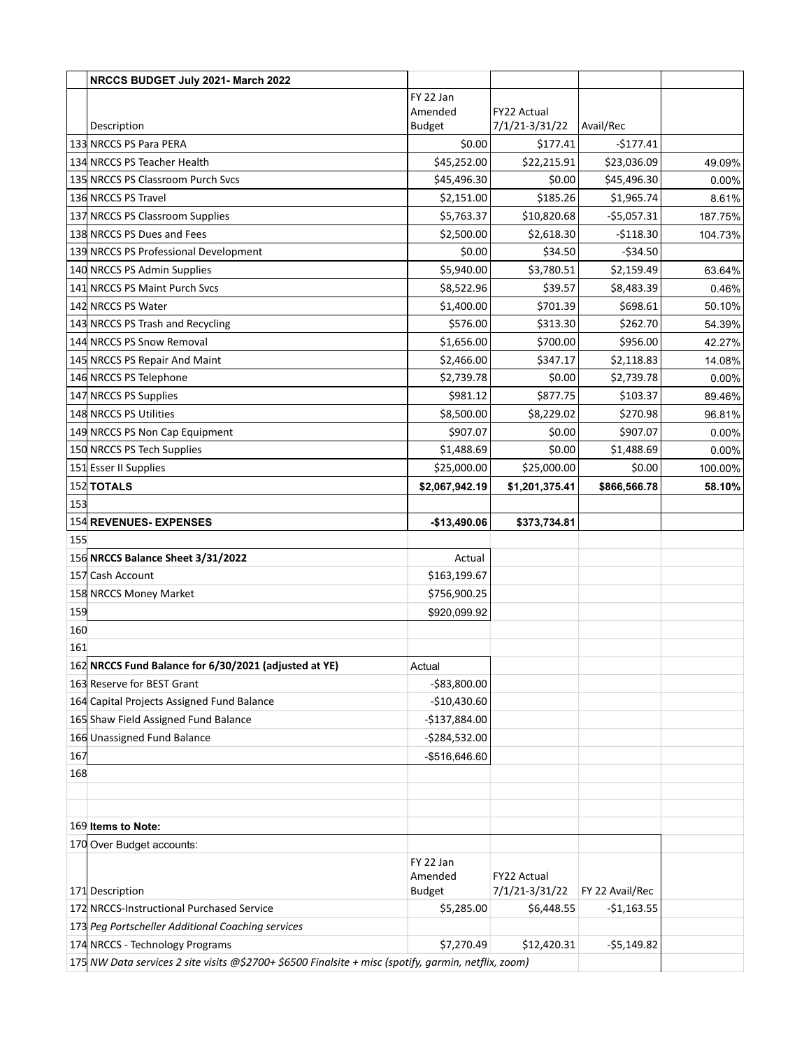| | NRCCS BUDGET July 2021- March 2022 | | | | |
|---|---|---|---|---|---|
| | Description | FY 22 Jan Amended Budget | FY22 Actual 7/1/21-3/31/22 | Avail/Rec | |
| 133 | NRCCS PS Para PERA | $0.00 | $177.41 | -$177.41 | |
| 134 | NRCCS PS Teacher Health | $45,252.00 | $22,215.91 | $23,036.09 | 49.09% |
| 135 | NRCCS PS Classroom Purch Svcs | $45,496.30 | $0.00 | $45,496.30 | 0.00% |
| 136 | NRCCS PS Travel | $2,151.00 | $185.26 | $1,965.74 | 8.61% |
| 137 | NRCCS PS Classroom Supplies | $5,763.37 | $10,820.68 | -$5,057.31 | 187.75% |
| 138 | NRCCS PS Dues and Fees | $2,500.00 | $2,618.30 | -$118.30 | 104.73% |
| 139 | NRCCS PS Professional Development | $0.00 | $34.50 | -$34.50 | |
| 140 | NRCCS PS Admin Supplies | $5,940.00 | $3,780.51 | $2,159.49 | 63.64% |
| 141 | NRCCS PS Maint Purch Svcs | $8,522.96 | $39.57 | $8,483.39 | 0.46% |
| 142 | NRCCS PS Water | $1,400.00 | $701.39 | $698.61 | 50.10% |
| 143 | NRCCS PS Trash and Recycling | $576.00 | $313.30 | $262.70 | 54.39% |
| 144 | NRCCS PS Snow Removal | $1,656.00 | $700.00 | $956.00 | 42.27% |
| 145 | NRCCS PS Repair And Maint | $2,466.00 | $347.17 | $2,118.83 | 14.08% |
| 146 | NRCCS PS Telephone | $2,739.78 | $0.00 | $2,739.78 | 0.00% |
| 147 | NRCCS PS Supplies | $981.12 | $877.75 | $103.37 | 89.46% |
| 148 | NRCCS PS Utilities | $8,500.00 | $8,229.02 | $270.98 | 96.81% |
| 149 | NRCCS PS Non Cap Equipment | $907.07 | $0.00 | $907.07 | 0.00% |
| 150 | NRCCS PS Tech Supplies | $1,488.69 | $0.00 | $1,488.69 | 0.00% |
| 151 | Esser II Supplies | $25,000.00 | $25,000.00 | $0.00 | 100.00% |
| 152 | **TOTALS** | **$2,067,942.19** | **$1,201,375.41** | **$866,566.78** | **58.10%** |
| 153 | | | | | |
| 154 | **REVENUES- EXPENSES** | **-$13,490.06** | **$373,734.81** | | |
| 155 | | | | | |
| 156 | **NRCCS Balance Sheet 3/31/2022** | Actual | | | |
| 157 | Cash Account | $163,199.67 | | | |
| 158 | NRCCS Money Market | $756,900.25 | | | |
| 159 | | $920,099.92 | | | |
| 160 | | | | | |
| 161 | | | | | |
| 162 | **NRCCS Fund Balance for 6/30/2021 (adjusted at YE)** | Actual | | | |
| 163 | Reserve for BEST Grant | -$83,800.00 | | | |
| 164 | Capital Projects Assigned Fund Balance | -$10,430.60 | | | |
| 165 | Shaw Field Assigned Fund Balance | -$137,884.00 | | | |
| 166 | Unassigned Fund Balance | -$284,532.00 | | | |
| 167 | | -$516,646.60 | | | |
| 168 | | | | | |
| 169 | **Items to Note:** | | | | |
| 170 | Over Budget accounts: | | | | |
| 171 | Description | FY 22 Jan Amended Budget | FY22 Actual 7/1/21-3/31/22 | FY 22 Avail/Rec | |
| 172 | NRCCS-Instructional Purchased Service | $5,285.00 | $6,448.55 | -$1,163.55 | |
| 173 | *Peg Portscheller Additional Coaching services* | | | | |
| 174 | NRCCS - Technology Programs | $7,270.49 | $12,420.31 | -$5,149.82 | |
| 175 | *NW Data services 2 site visits @$2700+ $6500 Finalsite + misc (spotify, garmin, netflix, zoom)* | | | | |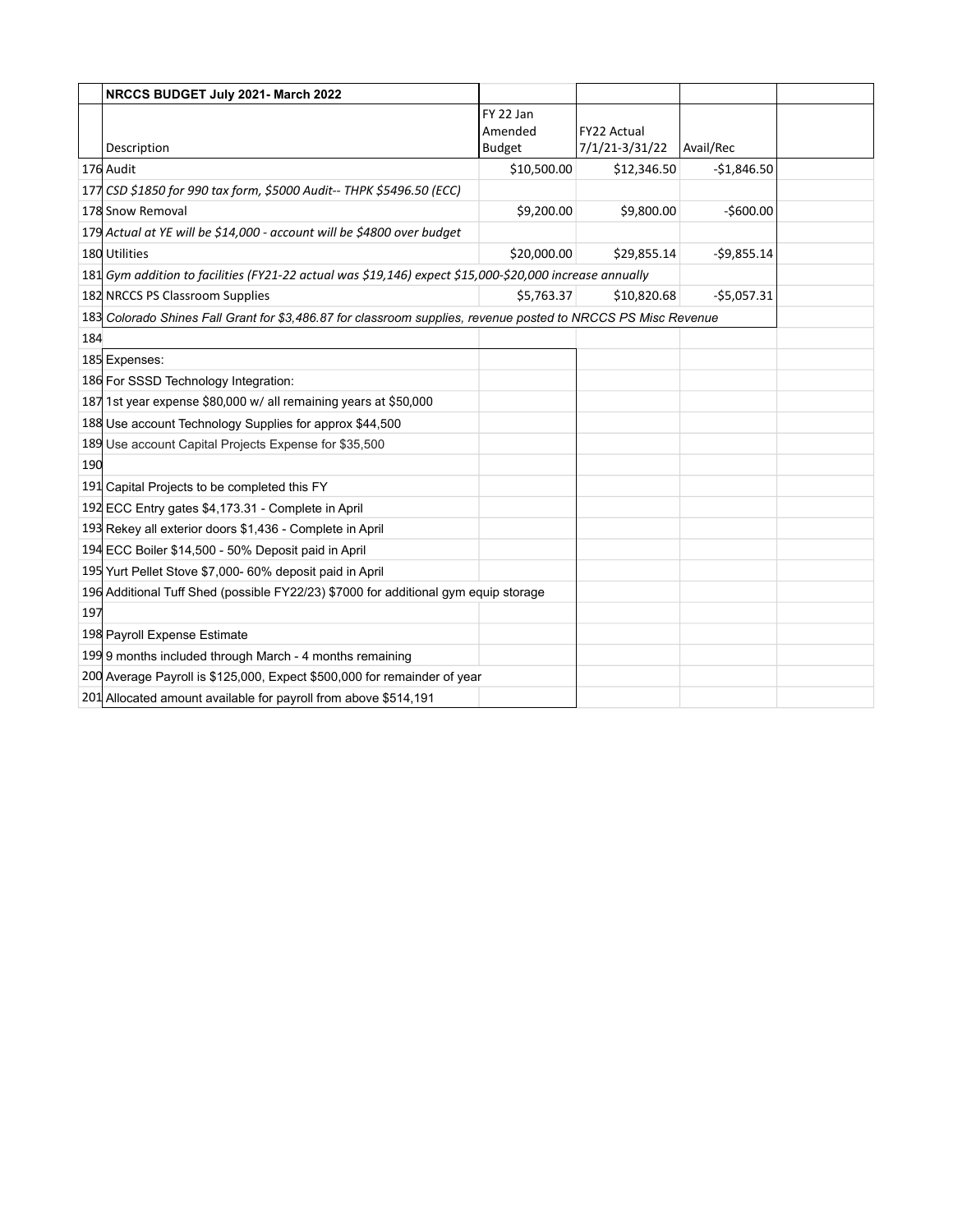| | NRCCS BUDGET July 2021- March 2022 | | | | |
|---|---|---|---|---|---|
| | Description | FY 22 Jan Amended Budget | FY22 Actual 7/1/21-3/31/22 | Avail/Rec | |
| 176 | Audit | $10,500.00 | $12,346.50 | -$1,846.50 | |
| 177 | *CSD $1850 for 990 tax form, $5000 Audit-- THPK $5496.50 (ECC)* | | | | |
| 178 | Snow Removal | $9,200.00 | $9,800.00 | -$600.00 | |
| 179 | *Actual at YE will be $14,000 - account will be $4800 over budget* | | | | |
| 180 | Utilities | $20,000.00 | $29,855.14 | -$9,855.14 | |
| 181 | *Gym addition to facilities (FY21-22 actual was $19,146) expect $15,000-$20,000 increase annually* | | | | |
| 182 | NRCCS PS Classroom Supplies | $5,763.37 | $10,820.68 | -$5,057.31 | |
| 183 | *Colorado Shines Fall Grant for $3,486.87 for classroom supplies, revenue posted to NRCCS PS Misc Revenue* | | | | |
| 184 | | | | | |
| 185 | Expenses: | | | | |
| 186 | For SSSD Technology Integration: | | | | |
| 187 | 1st year expense $80,000 w/ all remaining years at $50,000 | | | | |
| 188 | Use account Technology Supplies for approx $44,500 | | | | |
| 189 | Use account Capital Projects Expense for $35,500 | | | | |
| 190 | | | | | |
| 191 | Capital Projects to be completed this FY | | | | |
| 192 | ECC Entry gates $4,173.31 - Complete in April | | | | |
| 193 | Rekey all exterior doors $1,436 - Complete in April | | | | |
| 194 | ECC Boiler $14,500 - 50% Deposit paid in April | | | | |
| 195 | Yurt Pellet Stove $7,000- 60% deposit paid in April | | | | |
| 196 | Additional Tuff Shed (possible FY22/23) $7000 for additional gym equip storage | | | | |
| 197 | | | | | |
| 198 | Payroll Expense Estimate | | | | |
| 199 | 9 months included through March - 4 months remaining | | | | |
| 200 | Average Payroll is $125,000, Expect $500,000 for remainder of year | | | | |
| 201 | Allocated amount available for payroll from above $514,191 | | | | |